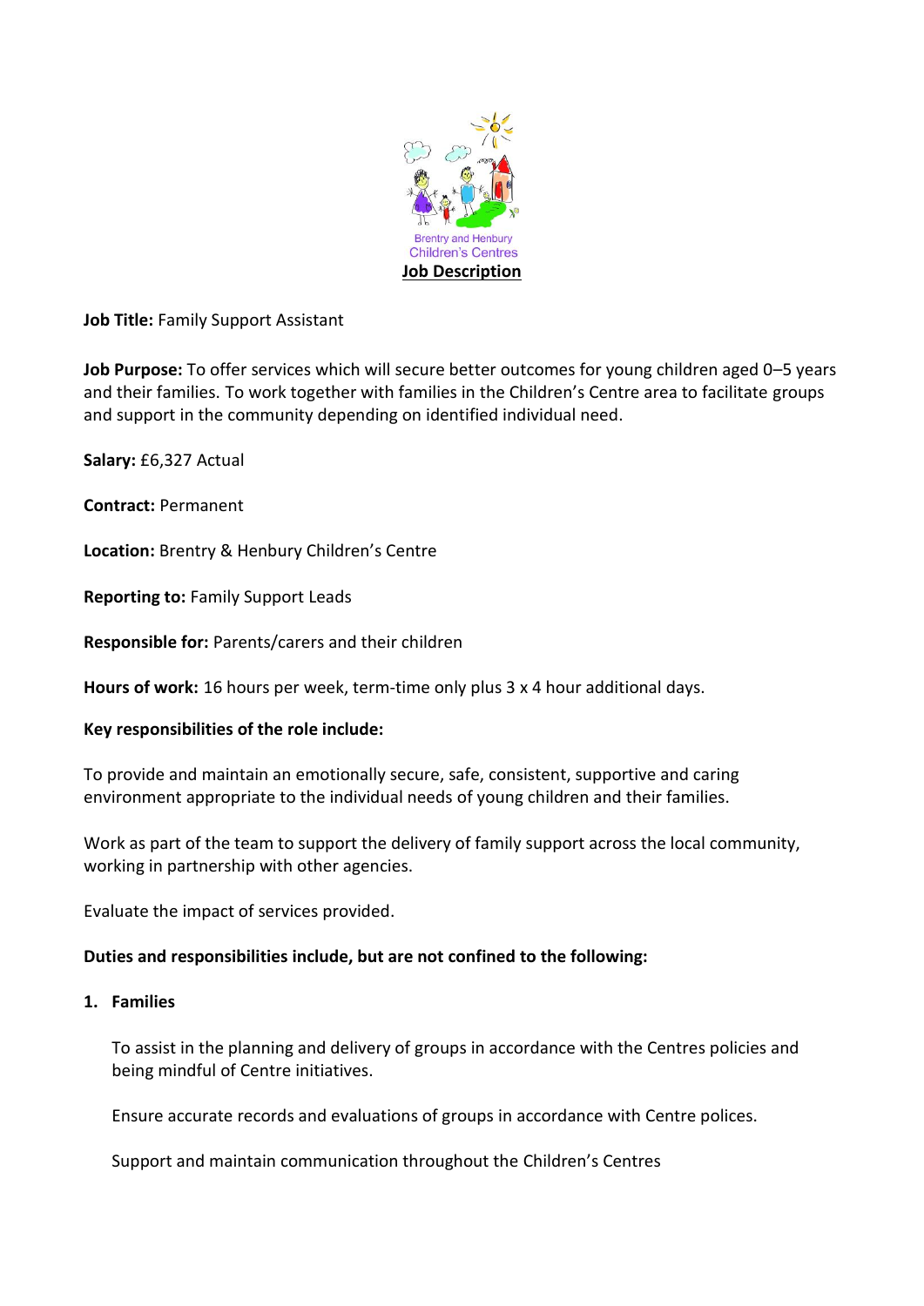Brentry and Henbury
Children's Centres

# Job Description

**Job Title:** Family Support Assistant

**Job Purpose:** To offer services which will secure better outcomes for young children aged 0–5 years and their families. To work together with families in the Children's Centre area to facilitate groups and support in the community depending on identified individual need.

**Salary:** £6,327 Actual

**Contract:** Permanent

**Location:** Brentry & Henbury Children's Centre

**Reporting to:** Family Support Leads

**Responsible for:** Parents/carers and their children

**Hours of work:** 16 hours per week, term-time only plus 3 x 4 hour additional days.

**Key responsibilities of the role include:**

To provide and maintain an emotionally secure, safe, consistent, supportive and caring environment appropriate to the individual needs of young children and their families.

Work as part of the team to support the delivery of family support across the local community, working in partnership with other agencies.

Evaluate the impact of services provided.

**Duties and responsibilities include, but are not confined to the following:**

1. **Families**

   To assist in the planning and delivery of groups in accordance with the Centres policies and being mindful of Centre initiatives.

   Ensure accurate records and evaluations of groups in accordance with Centre polices.

   Support and maintain communication throughout the Children's Centres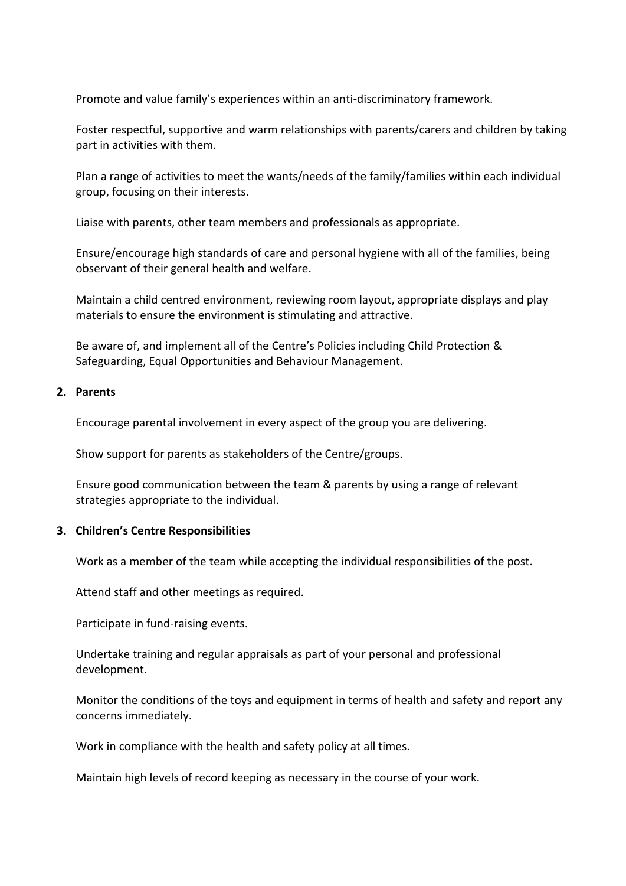Promote and value family's experiences within an anti-discriminatory framework.

Foster respectful, supportive and warm relationships with parents/carers and children by taking part in activities with them.

Plan a range of activities to meet the wants/needs of the family/families within each individual group, focusing on their interests.

Liaise with parents, other team members and professionals as appropriate.

Ensure/encourage high standards of care and personal hygiene with all of the families, being observant of their general health and welfare.

Maintain a child centred environment, reviewing room layout, appropriate displays and play materials to ensure the environment is stimulating and attractive.

Be aware of, and implement all of the Centre's Policies including Child Protection & Safeguarding, Equal Opportunities and Behaviour Management.

**2. Parents**

Encourage parental involvement in every aspect of the group you are delivering.

Show support for parents as stakeholders of the Centre/groups.

Ensure good communication between the team & parents by using a range of relevant strategies appropriate to the individual.

**3. Children's Centre Responsibilities**

Work as a member of the team while accepting the individual responsibilities of the post.

Attend staff and other meetings as required.

Participate in fund-raising events.

Undertake training and regular appraisals as part of your personal and professional development.

Monitor the conditions of the toys and equipment in terms of health and safety and report any concerns immediately.

Work in compliance with the health and safety policy at all times.

Maintain high levels of record keeping as necessary in the course of your work.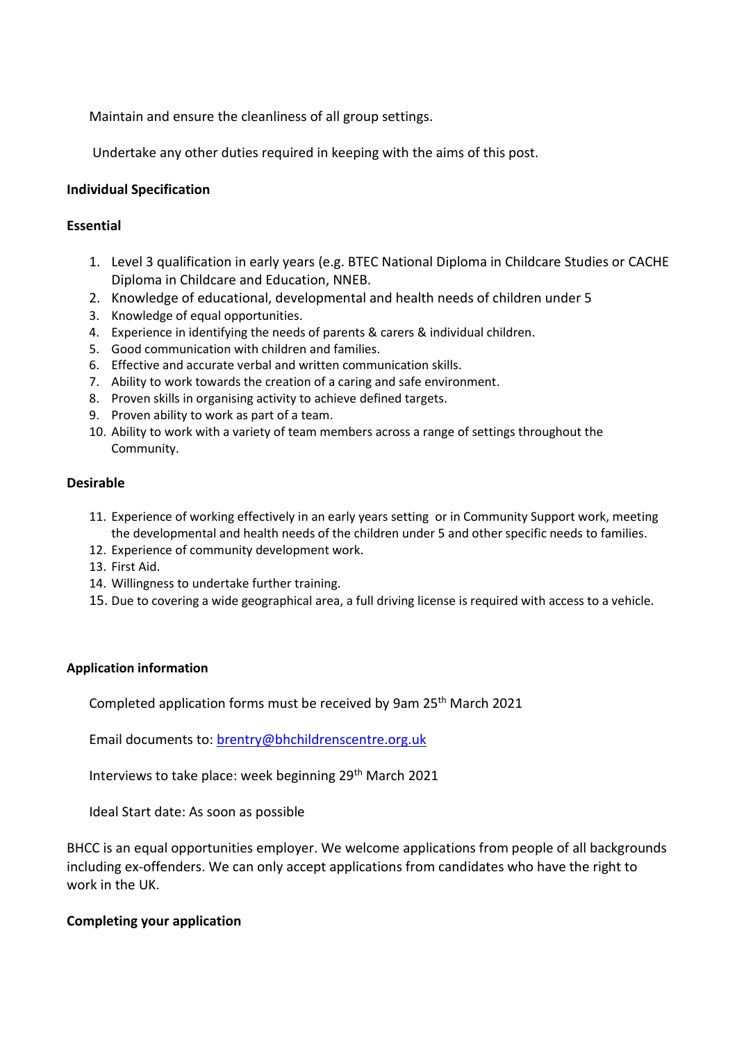Maintain and ensure the cleanliness of all group settings.

Undertake any other duties required in keeping with the aims of this post.

**Individual Specification**

**Essential**

1. Level 3 qualification in early years (e.g. BTEC National Diploma in Childcare Studies or CACHE Diploma in Childcare and Education, NNEB.
2. Knowledge of educational, developmental and health needs of children under 5
3. Knowledge of equal opportunities.
4. Experience in identifying the needs of parents & carers & individual children.
5. Good communication with children and families.
6. Effective and accurate verbal and written communication skills.
7. Ability to work towards the creation of a caring and safe environment.
8. Proven skills in organising activity to achieve defined targets.
9. Proven ability to work as part of a team.
10. Ability to work with a variety of team members across a range of settings throughout the Community.

**Desirable**

11. Experience of working effectively in an early years setting or in Community Support work, meeting the developmental and health needs of the children under 5 and other specific needs to families.
12. Experience of community development work.
13. First Aid.
14. Willingness to undertake further training.
15. Due to covering a wide geographical area, a full driving license is required with access to a vehicle.

**Application information**

Completed application forms must be received by 9am 25th March 2021

Email documents to: [brentry@bhchildrenscentre.org.uk](mailto:brentry@bhchildrenscentre.org.uk)

Interviews to take place: week beginning 29th March 2021

Ideal Start date: As soon as possible

BHCC is an equal opportunities employer. We welcome applications from people of all backgrounds including ex-offenders. We can only accept applications from candidates who have the right to work in the UK.

**Completing your application**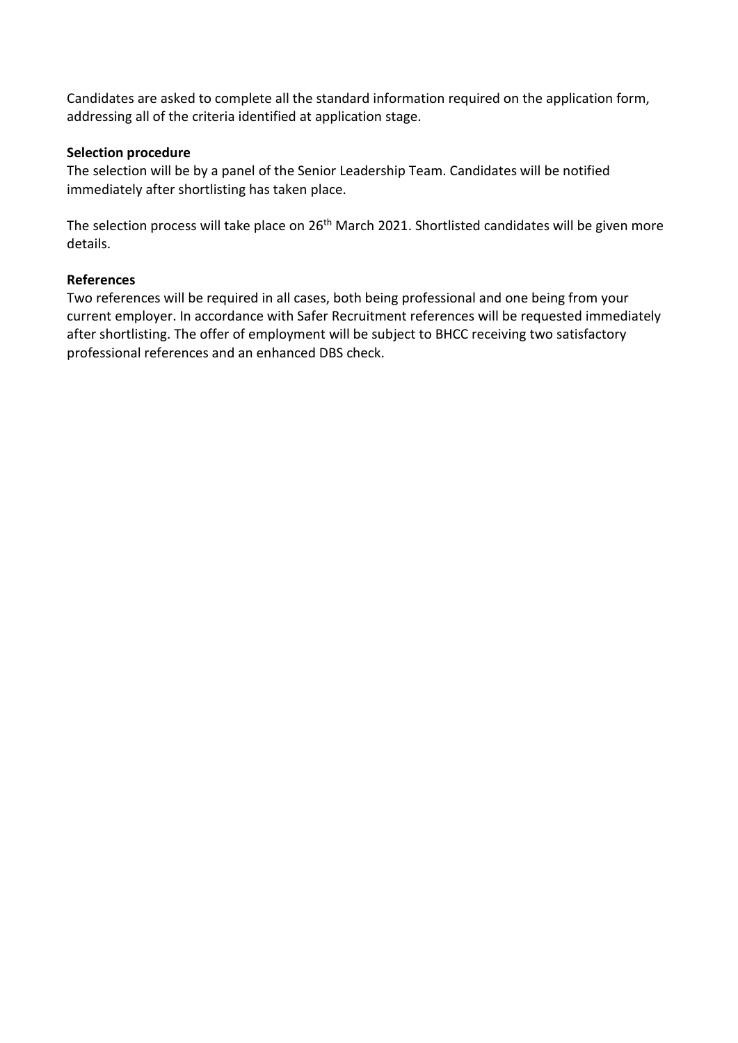Candidates are asked to complete all the standard information required on the application form, addressing all of the criteria identified at application stage.

**Selection procedure**

The selection will be by a panel of the Senior Leadership Team. Candidates will be notified immediately after shortlisting has taken place.

The selection process will take place on 26th March 2021. Shortlisted candidates will be given more details.

**References**

Two references will be required in all cases, both being professional and one being from your current employer. In accordance with Safer Recruitment references will be requested immediately after shortlisting. The offer of employment will be subject to BHCC receiving two satisfactory professional references and an enhanced DBS check.